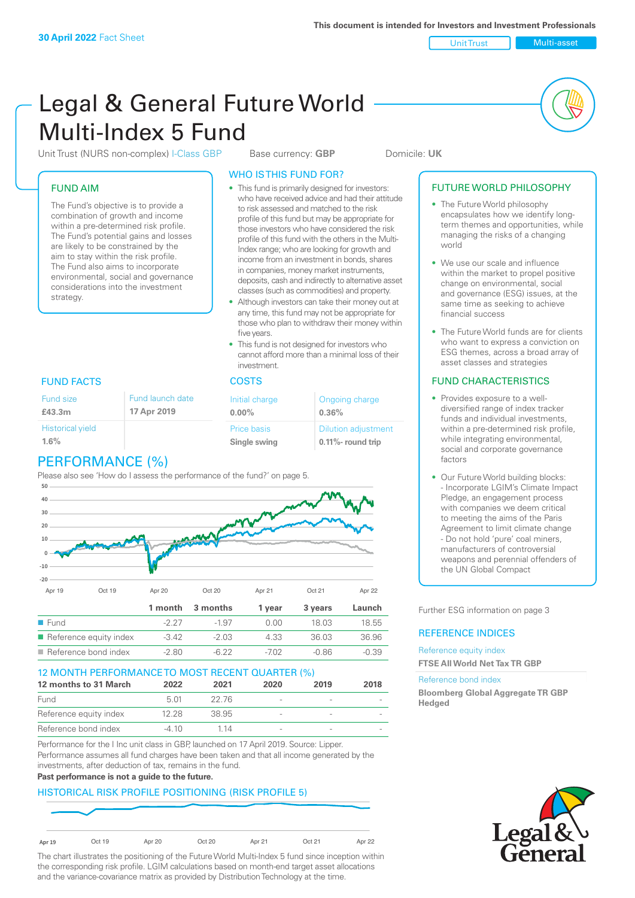This document is intended for Investors and Investment Professionals

**30 April 2022** Fact Sheet

Unit Trust | Multi-asset

# Legal & General Future World Multi-Index 5 Fund

Unit Trust (NURS non-complex) I-Class GBP | Base currency: **GBP** | Domicile: **UK**

## FUND AIM

The Fund's objective is to provide a combination of growth and income within a pre-determined risk profile. The Fund's potential gains and losses are likely to be constrained by the aim to stay within the risk profile. The Fund also aims to incorporate environmental, social and governance considerations into the investment strategy.

## WHO IS THIS FUND FOR?

- This fund is primarily designed for investors: who have received advice and had their attitude to risk assessed and matched to the risk profile of this fund but may be appropriate for those investors who have considered the risk profile of this fund with the others in the Multi-Index range; who are looking for growth and income from an investment in bonds, shares in companies, money market instruments, deposits, cash and indirectly to alternative asset classes (such as commodities) and property.
- Although investors can take their money out at any time, this fund may not be appropriate for those who plan to withdraw their money within five years.
- This fund is not designed for investors who cannot afford more than a minimal loss of their investment.

## FUTURE WORLD PHILOSOPHY

- The Future World philosophy encapsulates how we identify long-term themes and opportunities, while managing the risks of a changing world
- We use our scale and influence within the market to propel positive change on environmental, social and governance (ESG) issues, at the same time as seeking to achieve financial success
- The Future World funds are for clients who want to express a conviction on ESG themes, across a broad array of asset classes and strategies

## FUND FACTS

| Fund size | Fund launch date |
|---|---|
| **£43.3m** | **17 Apr 2019** |
| Historical yield | |
| **1.6%** | |

## COSTS

| Initial charge | Ongoing charge |
|---|---|
| **0.00%** | **0.36%** |
| Price basis | Dilution adjustment |
| **Single swing** | **0.11%- round trip** |

## FUND CHARACTERISTICS

- Provides exposure to a well-diversified range of index tracker funds and individual investments, within a pre-determined risk profile, while integrating environmental, social and corporate governance factors
- Our Future World building blocks:
  - Incorporate LGIM's Climate Impact Pledge, an engagement process with companies we deem critical to meeting the aims of the Paris Agreement to limit climate change
  - Do not hold 'pure' coal miners, manufacturers of controversial weapons and perennial offenders of the UN Global Compact

Further ESG information on page 3

## PERFORMANCE (%)

Please also see 'How do I assess the performance of the fund?' on page 5.

| | 1 month | 3 months | 1 year | 3 years | Launch |
|---|---|---|---|---|---|
| Fund | -2.27 | -1.97 | 0.00 | 18.03 | 18.55 |
| Reference equity index | -3.42 | -2.03 | 4.33 | 36.03 | 36.96 |
| Reference bond index | -2.80 | -6.22 | -7.02 | -0.86 | -0.39 |

## 12 MONTH PERFORMANCE TO MOST RECENT QUARTER (%)

| 12 months to 31 March | 2022 | 2021 | 2020 | 2019 | 2018 |
|---|---|---|---|---|---|
| Fund | 5.01 | 22.76 | - | - | - |
| Reference equity index | 12.28 | 38.95 | - | - | - |
| Reference bond index | -4.10 | 1.14 | - | - | - |

Performance for the I Inc unit class in GBP, launched on 17 April 2019. Source: Lipper. Performance assumes all fund charges have been taken and that all income generated by the investments, after deduction of tax, remains in the fund.

**Past performance is not a guide to the future.**

## REFERENCE INDICES

Reference equity index
**FTSE All World Net Tax TR GBP**

Reference bond index
**Bloomberg Global Aggregate TR GBP Hedged**

## HISTORICAL RISK PROFILE POSITIONING (RISK PROFILE 5)

The chart illustrates the positioning of the Future World Multi-Index 5 fund since inception within the corresponding risk profile. LGIM calculations based on month-end target asset allocations and the variance-covariance matrix as provided by Distribution Technology at the time.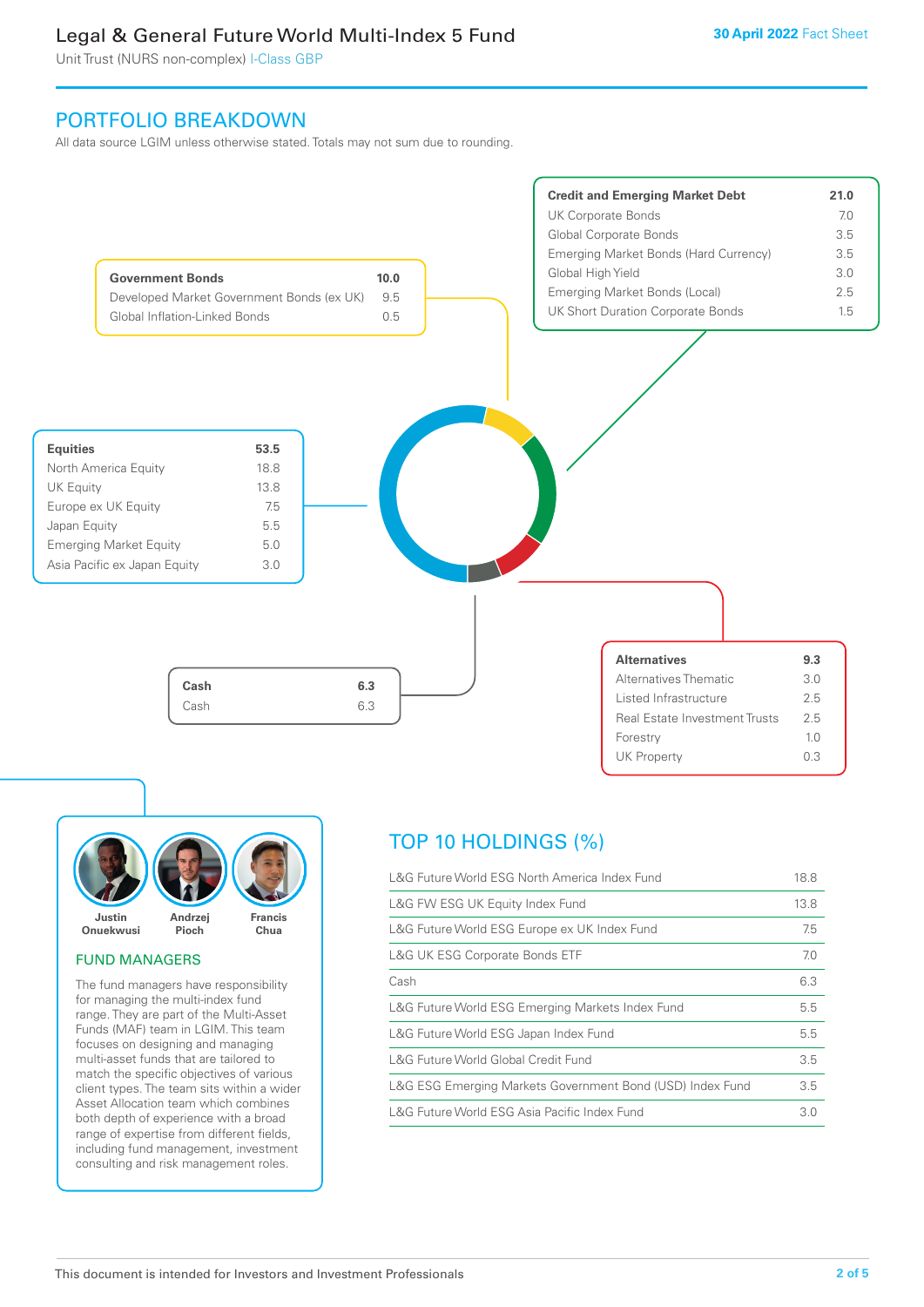# Legal & General Future World Multi-Index 5 Fund

Unit Trust (NURS non-complex) I-Class GBP

30 April 2022 Fact Sheet

## PORTFOLIO BREAKDOWN

All data source LGIM unless otherwise stated. Totals may not sum due to rounding.

| Credit and Emerging Market Debt | 21.0 |
|---|---|
| UK Corporate Bonds | 7.0 |
| Global Corporate Bonds | 3.5 |
| Emerging Market Bonds (Hard Currency) | 3.5 |
| Global High Yield | 3.0 |
| Emerging Market Bonds (Local) | 2.5 |
| UK Short Duration Corporate Bonds | 1.5 |

| Government Bonds | 10.0 |
|---|---|
| Developed Market Government Bonds (ex UK) | 9.5 |
| Global Inflation-Linked Bonds | 0.5 |

| Equities | 53.5 |
|---|---|
| North America Equity | 18.8 |
| UK Equity | 13.8 |
| Europe ex UK Equity | 7.5 |
| Japan Equity | 5.5 |
| Emerging Market Equity | 5.0 |
| Asia Pacific ex Japan Equity | 3.0 |

| Cash | 6.3 |
|---|---|
| Cash | 6.3 |

| Alternatives | 9.3 |
|---|---|
| Alternatives Thematic | 3.0 |
| Listed Infrastructure | 2.5 |
| Real Estate Investment Trusts | 2.5 |
| Forestry | 1.0 |
| UK Property | 0.3 |

Justin Onuekwusi, Andrzej Pioch, Francis Chua

### FUND MANAGERS

The fund managers have responsibility for managing the multi-index fund range. They are part of the Multi-Asset Funds (MAF) team in LGIM. This team focuses on designing and managing multi-asset funds that are tailored to match the specific objectives of various client types. The team sits within a wider Asset Allocation team which combines both depth of experience with a broad range of expertise from different fields, including fund management, investment consulting and risk management roles.

## TOP 10 HOLDINGS (%)

| Holding | % |
|---|---|
| L&G Future World ESG North America Index Fund | 18.8 |
| L&G FW ESG UK Equity Index Fund | 13.8 |
| L&G Future World ESG Europe ex UK Index Fund | 7.5 |
| L&G UK ESG Corporate Bonds ETF | 7.0 |
| Cash | 6.3 |
| L&G Future World ESG Emerging Markets Index Fund | 5.5 |
| L&G Future World ESG Japan Index Fund | 5.5 |
| L&G Future World Global Credit Fund | 3.5 |
| L&G ESG Emerging Markets Government Bond (USD) Index Fund | 3.5 |
| L&G Future World ESG Asia Pacific Index Fund | 3.0 |

This document is intended for Investors and Investment Professionals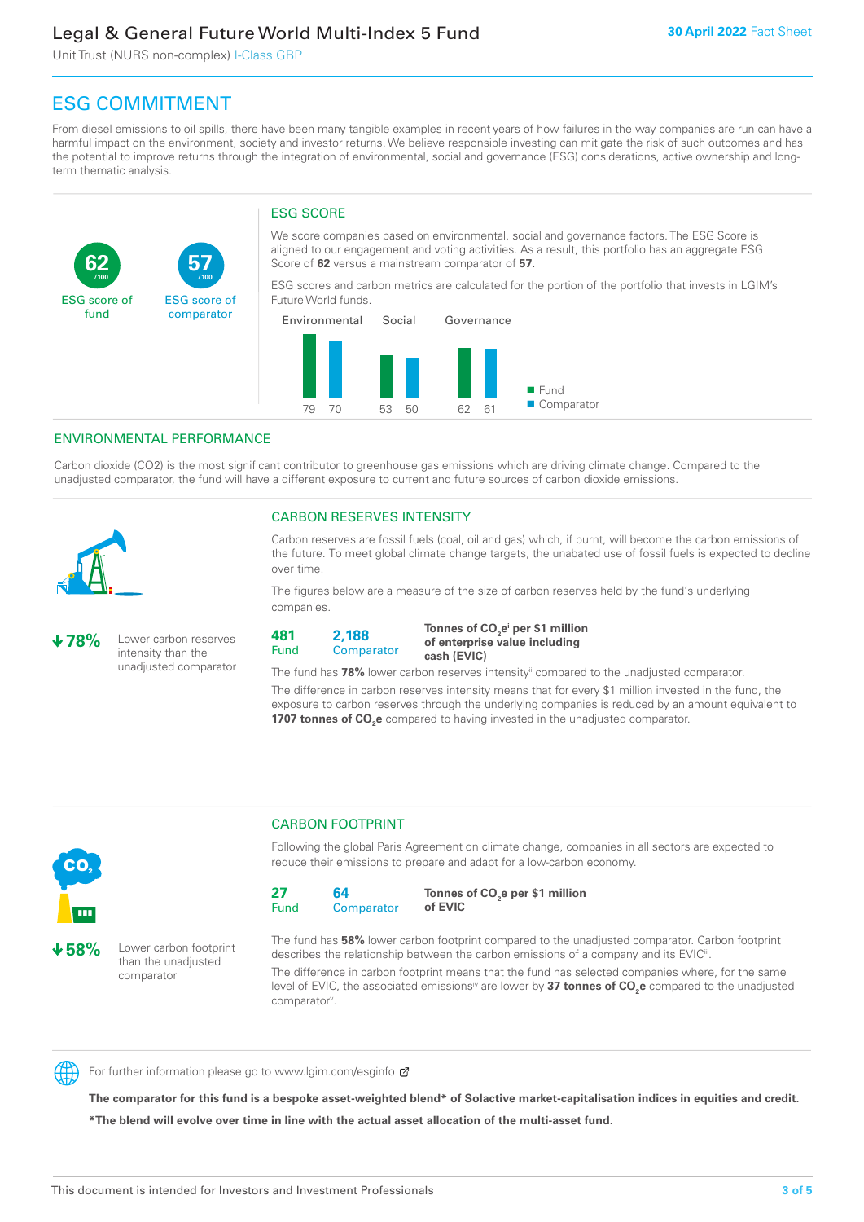## ESG COMMITMENT

From diesel emissions to oil spills, there have been many tangible examples in recent years of how failures in the way companies are run can have a harmful impact on the environment, society and investor returns. We believe responsible investing can mitigate the risk of such outcomes and has the potential to improve returns through the integration of environmental, social and governance (ESG) considerations, active ownership and long-term thematic analysis.

**62** /100 ESG score of fund

**57** /100 ESG score of comparator

### ESG SCORE

We score companies based on environmental, social and governance factors. The ESG Score is aligned to our engagement and voting activities. As a result, this portfolio has an aggregate ESG Score of **62** versus a mainstream comparator of **57**.

ESG scores and carbon metrics are calculated for the portion of the portfolio that invests in LGIM's Future World funds.

| | Environmental | Social | Governance |
|---|---|---|---|
| Fund | 79 | 53 | 62 |
| Comparator | 70 | 50 | 61 |

### ENVIRONMENTAL PERFORMANCE

Carbon dioxide (CO2) is the most significant contributor to greenhouse gas emissions which are driving climate change. Compared to the unadjusted comparator, the fund will have a different exposure to current and future sources of carbon dioxide emissions.

**↓78%** Lower carbon reserves intensity than the unadjusted comparator

### CARBON RESERVES INTENSITY

Carbon reserves are fossil fuels (coal, oil and gas) which, if burnt, will become the carbon emissions of the future. To meet global climate change targets, the unabated use of fossil fuels is expected to decline over time.

The figures below are a measure of the size of carbon reserves held by the fund's underlying companies.

**481** Fund | **2,188** Comparator | **Tonnes of $CO_2e$[i] per $1 million of enterprise value including cash (EVIC)**

The fund has **78%** lower carbon reserves intensity[ii] compared to the unadjusted comparator.

The difference in carbon reserves intensity means that for every $1 million invested in the fund, the exposure to carbon reserves through the underlying companies is reduced by an amount equivalent to **1707 tonnes of $CO_2e$** compared to having invested in the unadjusted comparator.

**↓58%** Lower carbon footprint than the unadjusted comparator

### CARBON FOOTPRINT

Following the global Paris Agreement on climate change, companies in all sectors are expected to reduce their emissions to prepare and adapt for a low-carbon economy.

**27** Fund | **64** Comparator | **Tonnes of $CO_2e$ per $1 million of EVIC**

The fund has **58%** lower carbon footprint compared to the unadjusted comparator. Carbon footprint describes the relationship between the carbon emissions of a company and its EVIC[iii].

The difference in carbon footprint means that the fund has selected companies where, for the same level of EVIC, the associated emissions[iv] are lower by **37 tonnes of $CO_2e$** compared to the unadjusted comparator[v].

For further information please go to www.lgim.com/esginfo

**The comparator for this fund is a bespoke asset-weighted blend* of Solactive market-capitalisation indices in equities and credit.**

***The blend will evolve over time in line with the actual asset allocation of the multi-asset fund.**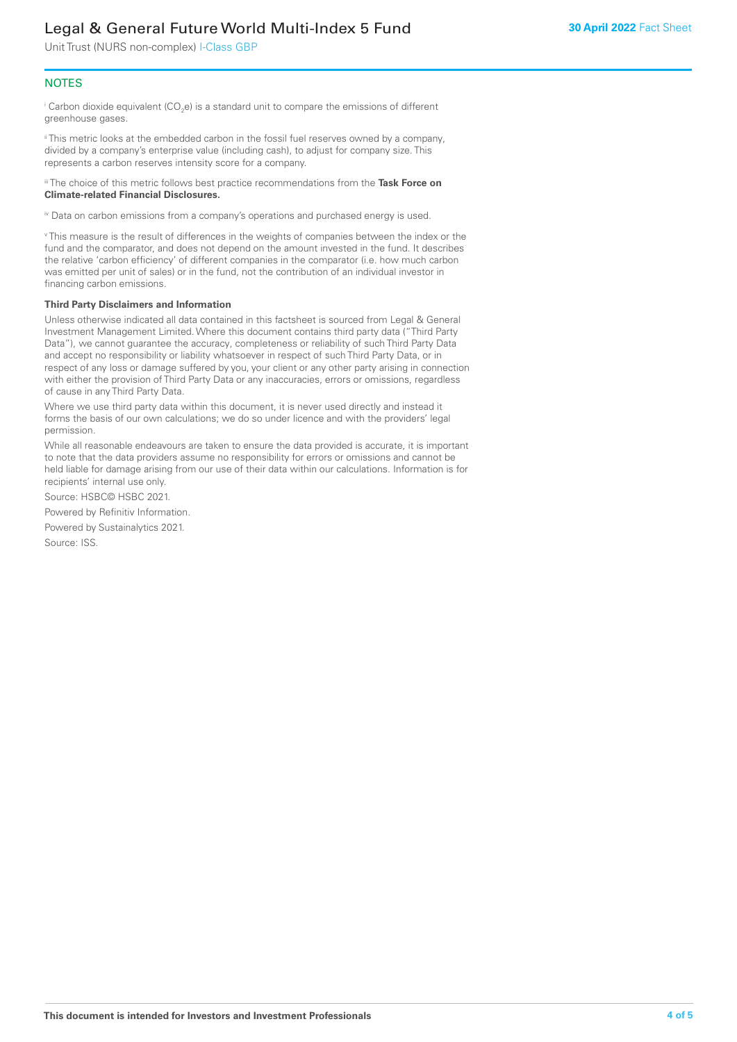## NOTES

[i] Carbon dioxide equivalent ($CO_2e$) is a standard unit to compare the emissions of different greenhouse gases.

[ii] This metric looks at the embedded carbon in the fossil fuel reserves owned by a company, divided by a company's enterprise value (including cash), to adjust for company size. This represents a carbon reserves intensity score for a company.

[iii] The choice of this metric follows best practice recommendations from the **Task Force on Climate-related Financial Disclosures.**

[iv] Data on carbon emissions from a company's operations and purchased energy is used.

[v] This measure is the result of differences in the weights of companies between the index or the fund and the comparator, and does not depend on the amount invested in the fund. It describes the relative 'carbon efficiency' of different companies in the comparator (i.e. how much carbon was emitted per unit of sales) or in the fund, not the contribution of an individual investor in financing carbon emissions.

**Third Party Disclaimers and Information**

Unless otherwise indicated all data contained in this factsheet is sourced from Legal & General Investment Management Limited. Where this document contains third party data ("Third Party Data"), we cannot guarantee the accuracy, completeness or reliability of such Third Party Data and accept no responsibility or liability whatsoever in respect of such Third Party Data, or in respect of any loss or damage suffered by you, your client or any other party arising in connection with either the provision of Third Party Data or any inaccuracies, errors or omissions, regardless of cause in any Third Party Data.

Where we use third party data within this document, it is never used directly and instead it forms the basis of our own calculations; we do so under licence and with the providers' legal permission.

While all reasonable endeavours are taken to ensure the data provided is accurate, it is important to note that the data providers assume no responsibility for errors or omissions and cannot be held liable for damage arising from our use of their data within our calculations. Information is for recipients' internal use only.

Source: HSBC© HSBC 2021.

Powered by Refinitiv Information.

Powered by Sustainalytics 2021.

Source: ISS.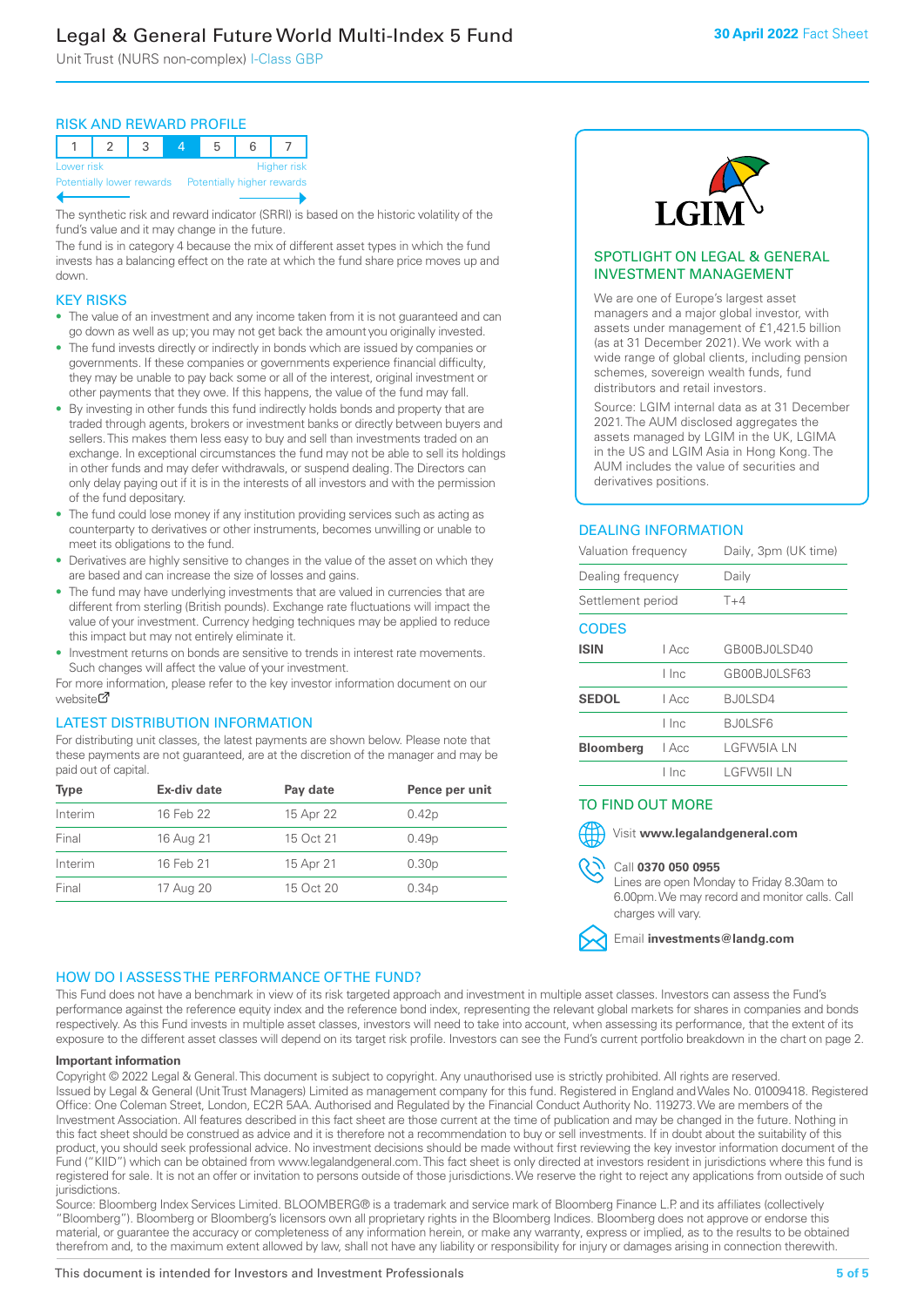# Legal & General Future World Multi-Index 5 Fund

Unit Trust (NURS non-complex) I-Class GBP

**30 April 2022** Fact Sheet

## RISK AND REWARD PROFILE

| 1 | 2 | 3 | 4 | 5 | 6 | 7 |
|---|---|---|---|---|---|---|

Lower risk — Higher risk

Potentially lower rewards — Potentially higher rewards

The synthetic risk and reward indicator (SRRI) is based on the historic volatility of the fund's value and it may change in the future.

The fund is in category 4 because the mix of different asset types in which the fund invests has a balancing effect on the rate at which the fund share price moves up and down.

## KEY RISKS

- The value of an investment and any income taken from it is not guaranteed and can go down as well as up; you may not get back the amount you originally invested.
- The fund invests directly or indirectly in bonds which are issued by companies or governments. If these companies or governments experience financial difficulty, they may be unable to pay back some or all of the interest, original investment or other payments that they owe. If this happens, the value of the fund may fall.
- By investing in other funds this fund indirectly holds bonds and property that are traded through agents, brokers or investment banks or directly between buyers and sellers. This makes them less easy to buy and sell than investments traded on an exchange. In exceptional circumstances the fund may not be able to sell its holdings in other funds and may defer withdrawals, or suspend dealing. The Directors can only delay paying out if it is in the interests of all investors and with the permission of the fund depositary.
- The fund could lose money if any institution providing services such as acting as counterparty to derivatives or other instruments, becomes unwilling or unable to meet its obligations to the fund.
- Derivatives are highly sensitive to changes in the value of the asset on which they are based and can increase the size of losses and gains.
- The fund may have underlying investments that are valued in currencies that are different from sterling (British pounds). Exchange rate fluctuations will impact the value of your investment. Currency hedging techniques may be applied to reduce this impact but may not entirely eliminate it.
- Investment returns on bonds are sensitive to trends in interest rate movements. Such changes will affect the value of your investment.

For more information, please refer to the key investor information document on our website

## LATEST DISTRIBUTION INFORMATION

For distributing unit classes, the latest payments are shown below. Please note that these payments are not guaranteed, are at the discretion of the manager and may be paid out of capital.

| Type | Ex-div date | Pay date | Pence per unit |
|---|---|---|---|
| Interim | 16 Feb 22 | 15 Apr 22 | 0.42p |
| Final | 16 Aug 21 | 15 Oct 21 | 0.49p |
| Interim | 16 Feb 21 | 15 Apr 21 | 0.30p |
| Final | 17 Aug 20 | 15 Oct 20 | 0.34p |

## SPOTLIGHT ON LEGAL & GENERAL INVESTMENT MANAGEMENT

We are one of Europe's largest asset managers and a major global investor, with assets under management of £1,421.5 billion (as at 31 December 2021). We work with a wide range of global clients, including pension schemes, sovereign wealth funds, fund distributors and retail investors.

Source: LGIM internal data as at 31 December 2021. The AUM disclosed aggregates the assets managed by LGIM in the UK, LGIMA in the US and LGIM Asia in Hong Kong. The AUM includes the value of securities and derivatives positions.

## DEALING INFORMATION

| | |
|---|---|
| Valuation frequency | Daily, 3pm (UK time) |
| Dealing frequency | Daily |
| Settlement period | T+4 |

## CODES

| | | |
|---|---|---|
| **ISIN** | I Acc | GB00BJ0LSD40 |
| | I Inc | GB00BJ0LSF63 |
| **SEDOL** | I Acc | BJ0LSD4 |
| | I Inc | BJ0LSF6 |
| **Bloomberg** | I Acc | LGFW5IA LN |
| | I Inc | LGFW5II LN |

## TO FIND OUT MORE

Visit **www.legalandgeneral.com**

Call **0370 050 0955**
Lines are open Monday to Friday 8.30am to 6.00pm. We may record and monitor calls. Call charges will vary.

Email **investments@landg.com**

## HOW DO I ASSESS THE PERFORMANCE OF THE FUND?

This Fund does not have a benchmark in view of its risk targeted approach and investment in multiple asset classes. Investors can assess the Fund's performance against the reference equity index and the reference bond index, representing the relevant global markets for shares in companies and bonds respectively. As this Fund invests in multiple asset classes, investors will need to take into account, when assessing its performance, that the extent of its exposure to the different asset classes will depend on its target risk profile. Investors can see the Fund's current portfolio breakdown in the chart on page 2.

**Important information**

Copyright © 2022 Legal & General. This document is subject to copyright. Any unauthorised use is strictly prohibited. All rights are reserved.

Issued by Legal & General (Unit Trust Managers) Limited as management company for this fund. Registered in England and Wales No. 01009418. Registered Office: One Coleman Street, London, EC2R 5AA. Authorised and Regulated by the Financial Conduct Authority No. 119273. We are members of the Investment Association. All features described in this fact sheet are those current at the time of publication and may be changed in the future. Nothing in this fact sheet should be construed as advice and it is therefore not a recommendation to buy or sell investments. If in doubt about the suitability of this product, you should seek professional advice. No investment decisions should be made without first reviewing the key investor information document of the Fund ("KIID") which can be obtained from www.legalandgeneral.com. This fact sheet is only directed at investors resident in jurisdictions where this fund is registered for sale. It is not an offer or invitation to persons outside of those jurisdictions. We reserve the right to reject any applications from outside of such jurisdictions.

Source: Bloomberg Index Services Limited. BLOOMBERG® is a trademark and service mark of Bloomberg Finance L.P. and its affiliates (collectively "Bloomberg"). Bloomberg or Bloomberg's licensors own all proprietary rights in the Bloomberg Indices. Bloomberg does not approve or endorse this material, or guarantee the accuracy or completeness of any information herein, or make any warranty, express or implied, as to the results to be obtained therefrom and, to the maximum extent allowed by law, shall not have any liability or responsibility for injury or damages arising in connection therewith.

This document is intended for Investors and Investment Professionals